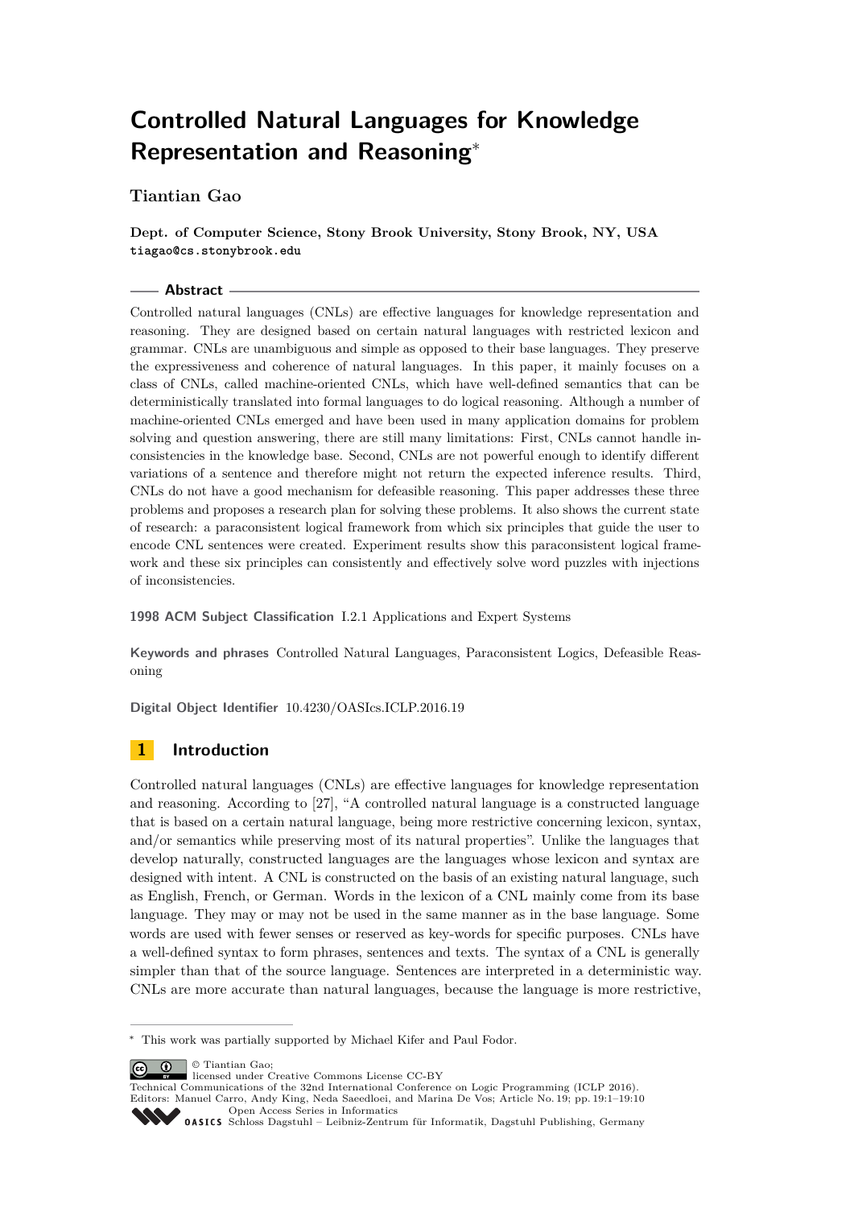# Controlled Natural Languages for Knowledge Representation and Reasoning*

**Tiantian Gao**

**Dept. of Computer Science, Stony Brook University, Stony Brook, NY, USA**
tiagao@cs.stonybrook.edu

## Abstract

Controlled natural languages (CNLs) are effective languages for knowledge representation and reasoning. They are designed based on certain natural languages with restricted lexicon and grammar. CNLs are unambiguous and simple as opposed to their base languages. They preserve the expressiveness and coherence of natural languages. In this paper, it mainly focuses on a class of CNLs, called machine-oriented CNLs, which have well-defined semantics that can be deterministically translated into formal languages to do logical reasoning. Although a number of machine-oriented CNLs emerged and have been used in many application domains for problem solving and question answering, there are still many limitations: First, CNLs cannot handle inconsistencies in the knowledge base. Second, CNLs are not powerful enough to identify different variations of a sentence and therefore might not return the expected inference results. Third, CNLs do not have a good mechanism for defeasible reasoning. This paper addresses these three problems and proposes a research plan for solving these problems. It also shows the current state of research: a paraconsistent logical framework from which six principles that guide the user to encode CNL sentences were created. Experiment results show this paraconsistent logical framework and these six principles can consistently and effectively solve word puzzles with injections of inconsistencies.

**1998 ACM Subject Classification** I.2.1 Applications and Expert Systems

**Keywords and phrases** Controlled Natural Languages, Paraconsistent Logics, Defeasible Reasoning

**Digital Object Identifier** 10.4230/OASIcs.ICLP.2016.19

## 1 Introduction

Controlled natural languages (CNLs) are effective languages for knowledge representation and reasoning. According to [27], "A controlled natural language is a constructed language that is based on a certain natural language, being more restrictive concerning lexicon, syntax, and/or semantics while preserving most of its natural properties". Unlike the languages that develop naturally, constructed languages are the languages whose lexicon and syntax are designed with intent. A CNL is constructed on the basis of an existing natural language, such as English, French, or German. Words in the lexicon of a CNL mainly come from its base language. They may or may not be used in the same manner as in the base language. Some words are used with fewer senses or reserved as key-words for specific purposes. CNLs have a well-defined syntax to form phrases, sentences and texts. The syntax of a CNL is generally simpler than that of the source language. Sentences are interpreted in a deterministic way. CNLs are more accurate than natural languages, because the language is more restrictive,

---

* This work was partially supported by Michael Kifer and Paul Fodor.

© Tiantian Gao;
licensed under Creative Commons License CC-BY
Technical Communications of the 32nd International Conference on Logic Programming (ICLP 2016).
Editors: Manuel Carro, Andy King, Neda Saeedloei, and Marina De Vos; Article No. 19; pp. 19:1–19:10
Open Access Series in Informatics
OASICS Schloss Dagstuhl – Leibniz-Zentrum für Informatik, Dagstuhl Publishing, Germany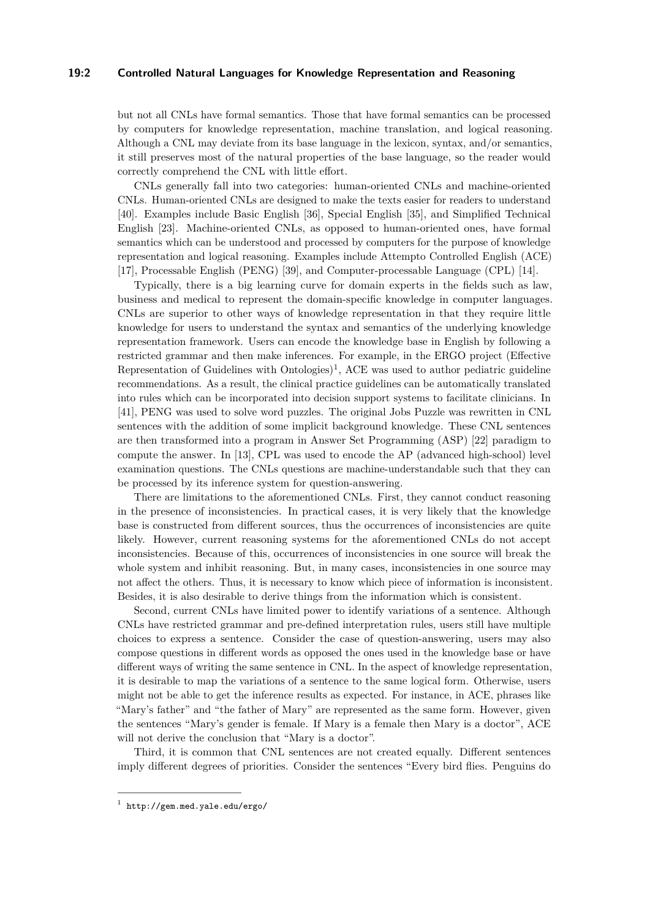but not all CNLs have formal semantics. Those that have formal semantics can be processed by computers for knowledge representation, machine translation, and logical reasoning. Although a CNL may deviate from its base language in the lexicon, syntax, and/or semantics, it still preserves most of the natural properties of the base language, so the reader would correctly comprehend the CNL with little effort.

CNLs generally fall into two categories: human-oriented CNLs and machine-oriented CNLs. Human-oriented CNLs are designed to make the texts easier for readers to understand [40]. Examples include Basic English [36], Special English [35], and Simplified Technical English [23]. Machine-oriented CNLs, as opposed to human-oriented ones, have formal semantics which can be understood and processed by computers for the purpose of knowledge representation and logical reasoning. Examples include Attempto Controlled English (ACE) [17], Processable English (PENG) [39], and Computer-processable Language (CPL) [14].

Typically, there is a big learning curve for domain experts in the fields such as law, business and medical to represent the domain-specific knowledge in computer languages. CNLs are superior to other ways of knowledge representation in that they require little knowledge for users to understand the syntax and semantics of the underlying knowledge representation framework. Users can encode the knowledge base in English by following a restricted grammar and then make inferences. For example, in the ERGO project (Effective Representation of Guidelines with Ontologies)[1], ACE was used to author pediatric guideline recommendations. As a result, the clinical practice guidelines can be automatically translated into rules which can be incorporated into decision support systems to facilitate clinicians. In [41], PENG was used to solve word puzzles. The original Jobs Puzzle was rewritten in CNL sentences with the addition of some implicit background knowledge. These CNL sentences are then transformed into a program in Answer Set Programming (ASP) [22] paradigm to compute the answer. In [13], CPL was used to encode the AP (advanced high-school) level examination questions. The CNLs questions are machine-understandable such that they can be processed by its inference system for question-answering.

There are limitations to the aforementioned CNLs. First, they cannot conduct reasoning in the presence of inconsistencies. In practical cases, it is very likely that the knowledge base is constructed from different sources, thus the occurrences of inconsistencies are quite likely. However, current reasoning systems for the aforementioned CNLs do not accept inconsistencies. Because of this, occurrences of inconsistencies in one source will break the whole system and inhibit reasoning. But, in many cases, inconsistencies in one source may not affect the others. Thus, it is necessary to know which piece of information is inconsistent. Besides, it is also desirable to derive things from the information which is consistent.

Second, current CNLs have limited power to identify variations of a sentence. Although CNLs have restricted grammar and pre-defined interpretation rules, users still have multiple choices to express a sentence. Consider the case of question-answering, users may also compose questions in different words as opposed the ones used in the knowledge base or have different ways of writing the same sentence in CNL. In the aspect of knowledge representation, it is desirable to map the variations of a sentence to the same logical form. Otherwise, users might not be able to get the inference results as expected. For instance, in ACE, phrases like "Mary's father" and "the father of Mary" are represented as the same form. However, given the sentences "Mary's gender is female. If Mary is a female then Mary is a doctor", ACE will not derive the conclusion that "Mary is a doctor".

Third, it is common that CNL sentences are not created equally. Different sentences imply different degrees of priorities. Consider the sentences "Every bird flies. Penguins do

---

[1] http://gem.med.yale.edu/ergo/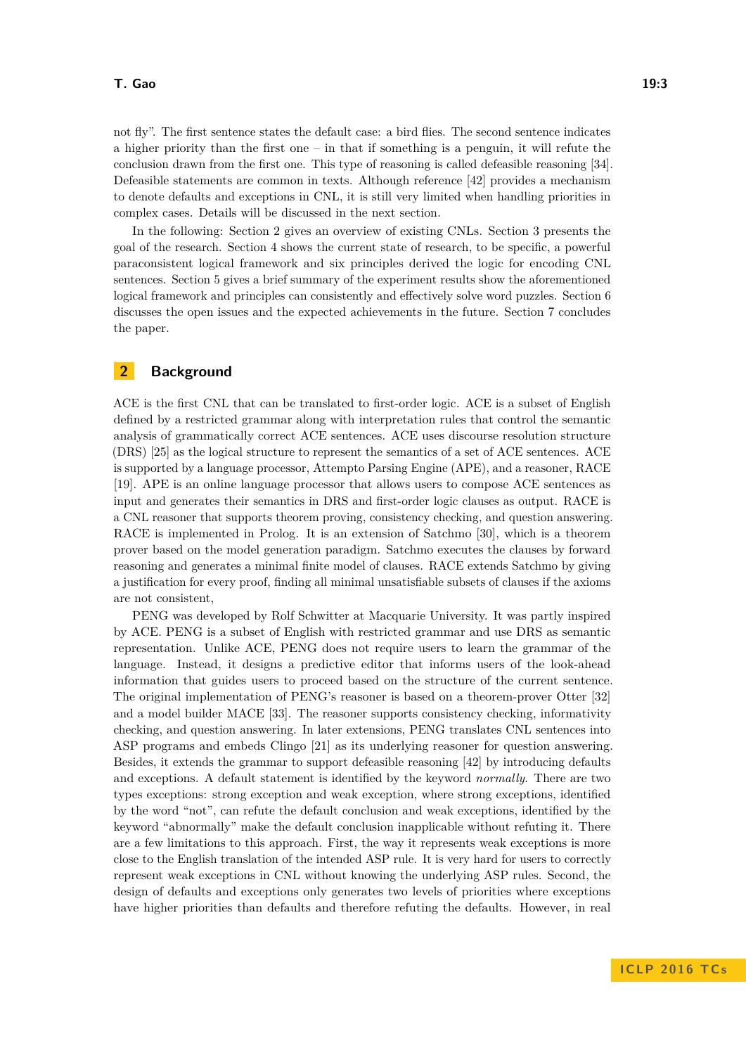not fly". The first sentence states the default case: a bird flies. The second sentence indicates a higher priority than the first one – in that if something is a penguin, it will refute the conclusion drawn from the first one. This type of reasoning is called defeasible reasoning [34]. Defeasible statements are common in texts. Although reference [42] provides a mechanism to denote defaults and exceptions in CNL, it is still very limited when handling priorities in complex cases. Details will be discussed in the next section.

In the following: Section 2 gives an overview of existing CNLs. Section 3 presents the goal of the research. Section 4 shows the current state of research, to be specific, a powerful paraconsistent logical framework and six principles derived the logic for encoding CNL sentences. Section 5 gives a brief summary of the experiment results show the aforementioned logical framework and principles can consistently and effectively solve word puzzles. Section 6 discusses the open issues and the expected achievements in the future. Section 7 concludes the paper.

## 2 Background

ACE is the first CNL that can be translated to first-order logic. ACE is a subset of English defined by a restricted grammar along with interpretation rules that control the semantic analysis of grammatically correct ACE sentences. ACE uses discourse resolution structure (DRS) [25] as the logical structure to represent the semantics of a set of ACE sentences. ACE is supported by a language processor, Attempto Parsing Engine (APE), and a reasoner, RACE [19]. APE is an online language processor that allows users to compose ACE sentences as input and generates their semantics in DRS and first-order logic clauses as output. RACE is a CNL reasoner that supports theorem proving, consistency checking, and question answering. RACE is implemented in Prolog. It is an extension of Satchmo [30], which is a theorem prover based on the model generation paradigm. Satchmo executes the clauses by forward reasoning and generates a minimal finite model of clauses. RACE extends Satchmo by giving a justification for every proof, finding all minimal unsatisfiable subsets of clauses if the axioms are not consistent,

PENG was developed by Rolf Schwitter at Macquarie University. It was partly inspired by ACE. PENG is a subset of English with restricted grammar and use DRS as semantic representation. Unlike ACE, PENG does not require users to learn the grammar of the language. Instead, it designs a predictive editor that informs users of the look-ahead information that guides users to proceed based on the structure of the current sentence. The original implementation of PENG's reasoner is based on a theorem-prover Otter [32] and a model builder MACE [33]. The reasoner supports consistency checking, informativity checking, and question answering. In later extensions, PENG translates CNL sentences into ASP programs and embeds Clingo [21] as its underlying reasoner for question answering. Besides, it extends the grammar to support defeasible reasoning [42] by introducing defaults and exceptions. A default statement is identified by the keyword *normally*. There are two types exceptions: strong exception and weak exception, where strong exceptions, identified by the word "not", can refute the default conclusion and weak exceptions, identified by the keyword "abnormally" make the default conclusion inapplicable without refuting it. There are a few limitations to this approach. First, the way it represents weak exceptions is more close to the English translation of the intended ASP rule. It is very hard for users to correctly represent weak exceptions in CNL without knowing the underlying ASP rules. Second, the design of defaults and exceptions only generates two levels of priorities where exceptions have higher priorities than defaults and therefore refuting the defaults. However, in real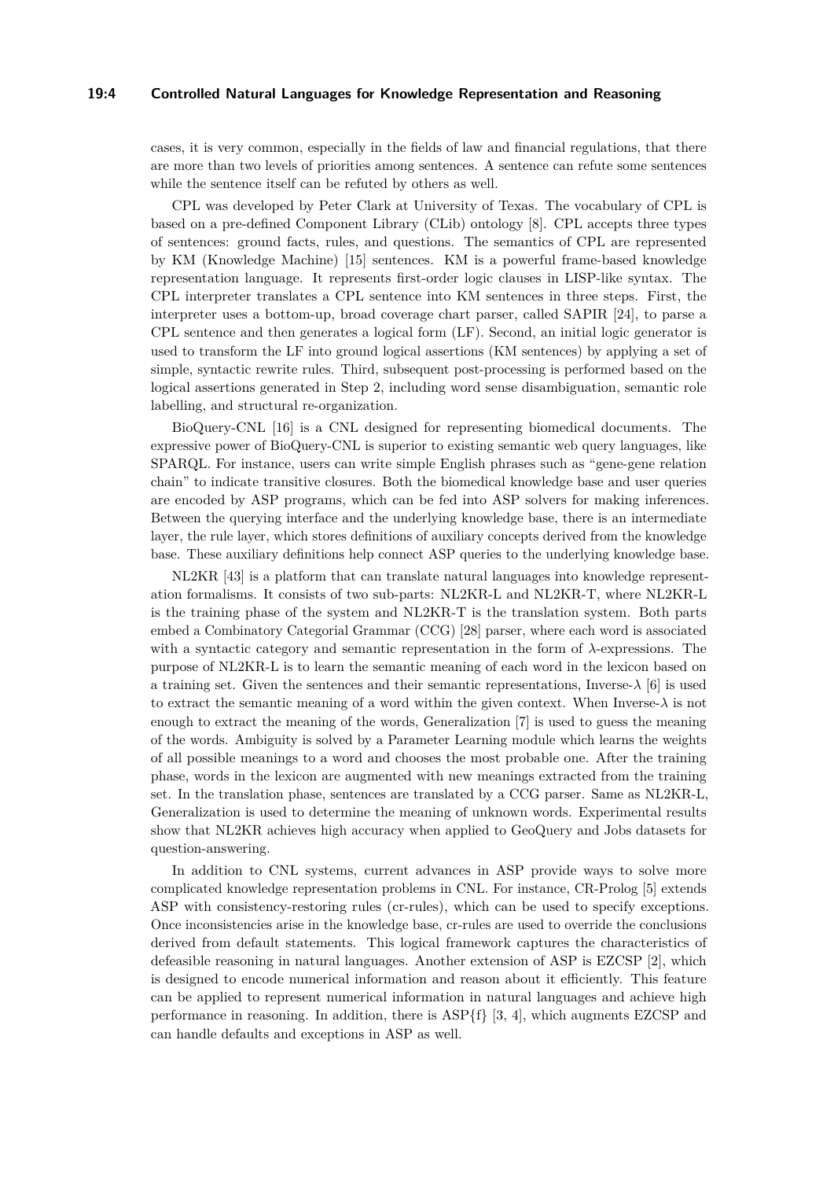cases, it is very common, especially in the fields of law and financial regulations, that there are more than two levels of priorities among sentences. A sentence can refute some sentences while the sentence itself can be refuted by others as well.

CPL was developed by Peter Clark at University of Texas. The vocabulary of CPL is based on a pre-defined Component Library (CLib) ontology [8]. CPL accepts three types of sentences: ground facts, rules, and questions. The semantics of CPL are represented by KM (Knowledge Machine) [15] sentences. KM is a powerful frame-based knowledge representation language. It represents first-order logic clauses in LISP-like syntax. The CPL interpreter translates a CPL sentence into KM sentences in three steps. First, the interpreter uses a bottom-up, broad coverage chart parser, called SAPIR [24], to parse a CPL sentence and then generates a logical form (LF). Second, an initial logic generator is used to transform the LF into ground logical assertions (KM sentences) by applying a set of simple, syntactic rewrite rules. Third, subsequent post-processing is performed based on the logical assertions generated in Step 2, including word sense disambiguation, semantic role labelling, and structural re-organization.

BioQuery-CNL [16] is a CNL designed for representing biomedical documents. The expressive power of BioQuery-CNL is superior to existing semantic web query languages, like SPARQL. For instance, users can write simple English phrases such as "gene-gene relation chain" to indicate transitive closures. Both the biomedical knowledge base and user queries are encoded by ASP programs, which can be fed into ASP solvers for making inferences. Between the querying interface and the underlying knowledge base, there is an intermediate layer, the rule layer, which stores definitions of auxiliary concepts derived from the knowledge base. These auxiliary definitions help connect ASP queries to the underlying knowledge base.

NL2KR [43] is a platform that can translate natural languages into knowledge representation formalisms. It consists of two sub-parts: NL2KR-L and NL2KR-T, where NL2KR-L is the training phase of the system and NL2KR-T is the translation system. Both parts embed a Combinatory Categorial Grammar (CCG) [28] parser, where each word is associated with a syntactic category and semantic representation in the form of $\lambda$-expressions. The purpose of NL2KR-L is to learn the semantic meaning of each word in the lexicon based on a training set. Given the sentences and their semantic representations, Inverse-$\lambda$ [6] is used to extract the semantic meaning of a word within the given context. When Inverse-$\lambda$ is not enough to extract the meaning of the words, Generalization [7] is used to guess the meaning of the words. Ambiguity is solved by a Parameter Learning module which learns the weights of all possible meanings to a word and chooses the most probable one. After the training phase, words in the lexicon are augmented with new meanings extracted from the training set. In the translation phase, sentences are translated by a CCG parser. Same as NL2KR-L, Generalization is used to determine the meaning of unknown words. Experimental results show that NL2KR achieves high accuracy when applied to GeoQuery and Jobs datasets for question-answering.

In addition to CNL systems, current advances in ASP provide ways to solve more complicated knowledge representation problems in CNL. For instance, CR-Prolog [5] extends ASP with consistency-restoring rules (cr-rules), which can be used to specify exceptions. Once inconsistencies arise in the knowledge base, cr-rules are used to override the conclusions derived from default statements. This logical framework captures the characteristics of defeasible reasoning in natural languages. Another extension of ASP is EZCSP [2], which is designed to encode numerical information and reason about it efficiently. This feature can be applied to represent numerical information in natural languages and achieve high performance in reasoning. In addition, there is ASP{f} [3, 4], which augments EZCSP and can handle defaults and exceptions in ASP as well.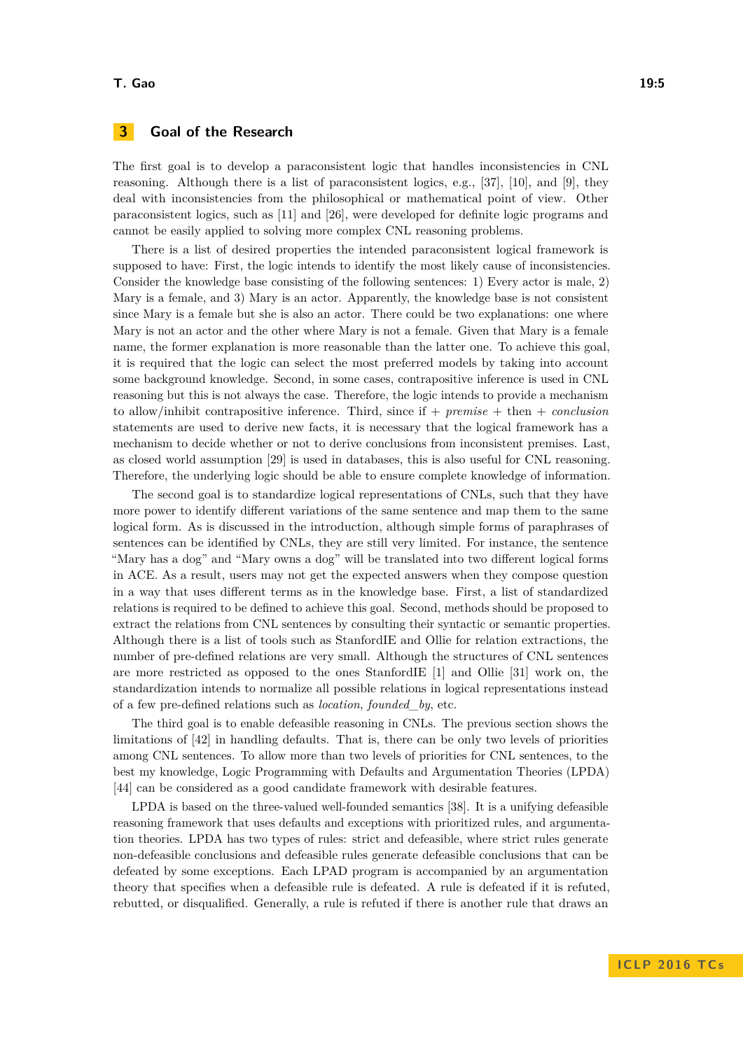## 3 Goal of the Research

The first goal is to develop a paraconsistent logic that handles inconsistencies in CNL reasoning. Although there is a list of paraconsistent logics, e.g., [37], [10], and [9], they deal with inconsistencies from the philosophical or mathematical point of view. Other paraconsistent logics, such as [11] and [26], were developed for definite logic programs and cannot be easily applied to solving more complex CNL reasoning problems.

There is a list of desired properties the intended paraconsistent logical framework is supposed to have: First, the logic intends to identify the most likely cause of inconsistencies. Consider the knowledge base consisting of the following sentences: 1) Every actor is male, 2) Mary is a female, and 3) Mary is an actor. Apparently, the knowledge base is not consistent since Mary is a female but she is also an actor. There could be two explanations: one where Mary is not an actor and the other where Mary is not a female. Given that Mary is a female name, the former explanation is more reasonable than the latter one. To achieve this goal, it is required that the logic can select the most preferred models by taking into account some background knowledge. Second, in some cases, contrapositive inference is used in CNL reasoning but this is not always the case. Therefore, the logic intends to provide a mechanism to allow/inhibit contrapositive inference. Third, since if + *premise* + then + *conclusion* statements are used to derive new facts, it is necessary that the logical framework has a mechanism to decide whether or not to derive conclusions from inconsistent premises. Last, as closed world assumption [29] is used in databases, this is also useful for CNL reasoning. Therefore, the underlying logic should be able to ensure complete knowledge of information.

The second goal is to standardize logical representations of CNLs, such that they have more power to identify different variations of the same sentence and map them to the same logical form. As is discussed in the introduction, although simple forms of paraphrases of sentences can be identified by CNLs, they are still very limited. For instance, the sentence "Mary has a dog" and "Mary owns a dog" will be translated into two different logical forms in ACE. As a result, users may not get the expected answers when they compose question in a way that uses different terms as in the knowledge base. First, a list of standardized relations is required to be defined to achieve this goal. Second, methods should be proposed to extract the relations from CNL sentences by consulting their syntactic or semantic properties. Although there is a list of tools such as StanfordIE and Ollie for relation extractions, the number of pre-defined relations are very small. Although the structures of CNL sentences are more restricted as opposed to the ones StanfordIE [1] and Ollie [31] work on, the standardization intends to normalize all possible relations in logical representations instead of a few pre-defined relations such as *location*, *founded_by*, etc.

The third goal is to enable defeasible reasoning in CNLs. The previous section shows the limitations of [42] in handling defaults. That is, there can be only two levels of priorities among CNL sentences. To allow more than two levels of priorities for CNL sentences, to the best my knowledge, Logic Programming with Defaults and Argumentation Theories (LPDA) [44] can be considered as a good candidate framework with desirable features.

LPDA is based on the three-valued well-founded semantics [38]. It is a unifying defeasible reasoning framework that uses defaults and exceptions with prioritized rules, and argumentation theories. LPDA has two types of rules: strict and defeasible, where strict rules generate non-defeasible conclusions and defeasible rules generate defeasible conclusions that can be defeated by some exceptions. Each LPAD program is accompanied by an argumentation theory that specifies when a defeasible rule is defeated. A rule is defeated if it is refuted, rebutted, or disqualified. Generally, a rule is refuted if there is another rule that draws an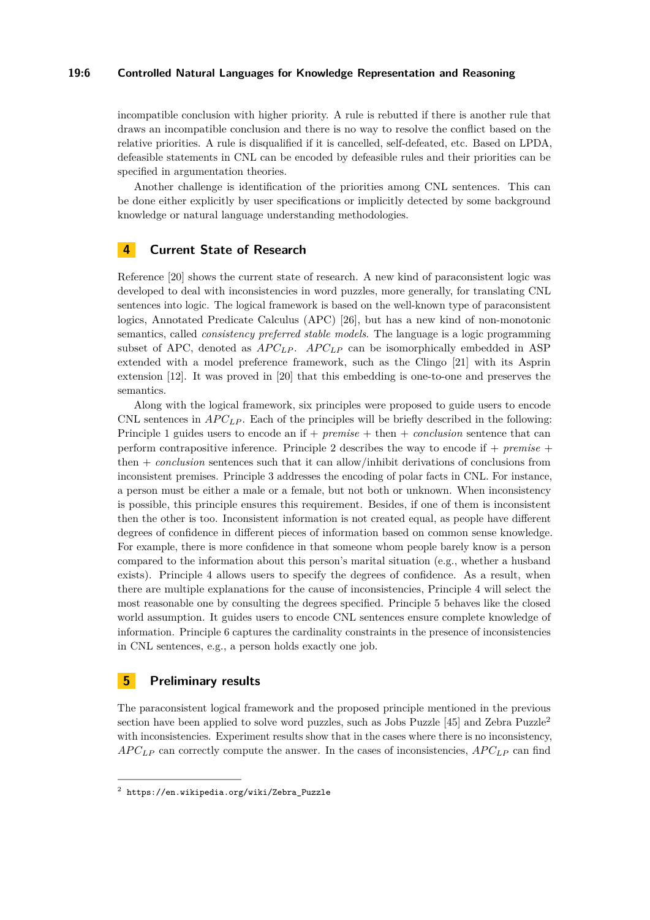incompatible conclusion with higher priority. A rule is rebutted if there is another rule that draws an incompatible conclusion and there is no way to resolve the conflict based on the relative priorities. A rule is disqualified if it is cancelled, self-defeated, etc. Based on LPDA, defeasible statements in CNL can be encoded by defeasible rules and their priorities can be specified in argumentation theories.

Another challenge is identification of the priorities among CNL sentences. This can be done either explicitly by user specifications or implicitly detected by some background knowledge or natural language understanding methodologies.

## 4 Current State of Research

Reference [20] shows the current state of research. A new kind of paraconsistent logic was developed to deal with inconsistencies in word puzzles, more generally, for translating CNL sentences into logic. The logical framework is based on the well-known type of paraconsistent logics, Annotated Predicate Calculus (APC) [26], but has a new kind of non-monotonic semantics, called *consistency preferred stable models*. The language is a logic programming subset of APC, denoted as $APC_{LP}$. $APC_{LP}$ can be isomorphically embedded in ASP extended with a model preference framework, such as the Clingo [21] with its Asprin extension [12]. It was proved in [20] that this embedding is one-to-one and preserves the semantics.

Along with the logical framework, six principles were proposed to guide users to encode CNL sentences in $APC_{LP}$. Each of the principles will be briefly described in the following: Principle 1 guides users to encode an if + *premise* + then + *conclusion* sentence that can perform contrapositive inference. Principle 2 describes the way to encode if + *premise* + then + *conclusion* sentences such that it can allow/inhibit derivations of conclusions from inconsistent premises. Principle 3 addresses the encoding of polar facts in CNL. For instance, a person must be either a male or a female, but not both or unknown. When inconsistency is possible, this principle ensures this requirement. Besides, if one of them is inconsistent then the other is too. Inconsistent information is not created equal, as people have different degrees of confidence in different pieces of information based on common sense knowledge. For example, there is more confidence in that someone whom people barely know is a person compared to the information about this person's marital situation (e.g., whether a husband exists). Principle 4 allows users to specify the degrees of confidence. As a result, when there are multiple explanations for the cause of inconsistencies, Principle 4 will select the most reasonable one by consulting the degrees specified. Principle 5 behaves like the closed world assumption. It guides users to encode CNL sentences ensure complete knowledge of information. Principle 6 captures the cardinality constraints in the presence of inconsistencies in CNL sentences, e.g., a person holds exactly one job.

## 5 Preliminary results

The paraconsistent logical framework and the proposed principle mentioned in the previous section have been applied to solve word puzzles, such as Jobs Puzzle [45] and Zebra Puzzle[2] with inconsistencies. Experiment results show that in the cases where there is no inconsistency, $APC_{LP}$ can correctly compute the answer. In the cases of inconsistencies, $APC_{LP}$ can find

[2] https://en.wikipedia.org/wiki/Zebra_Puzzle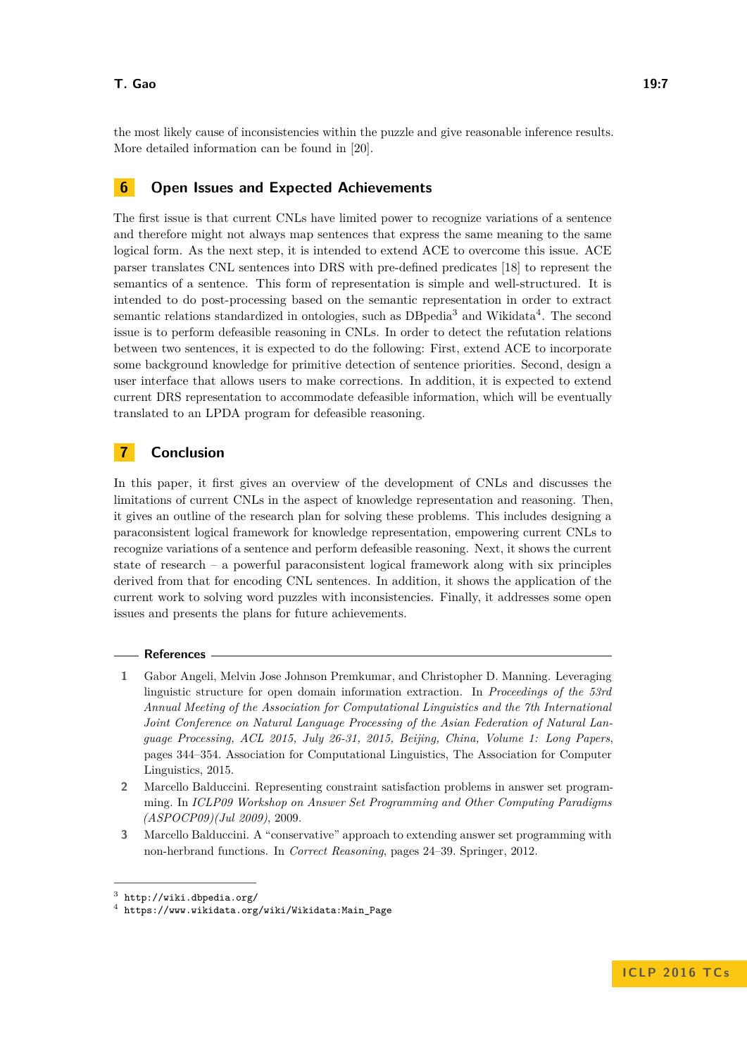the most likely cause of inconsistencies within the puzzle and give reasonable inference results. More detailed information can be found in [20].

## 6 Open Issues and Expected Achievements

The first issue is that current CNLs have limited power to recognize variations of a sentence and therefore might not always map sentences that express the same meaning to the same logical form. As the next step, it is intended to extend ACE to overcome this issue. ACE parser translates CNL sentences into DRS with pre-defined predicates [18] to represent the semantics of a sentence. This form of representation is simple and well-structured. It is intended to do post-processing based on the semantic representation in order to extract semantic relations standardized in ontologies, such as DBpedia[3] and Wikidata[4]. The second issue is to perform defeasible reasoning in CNLs. In order to detect the refutation relations between two sentences, it is expected to do the following: First, extend ACE to incorporate some background knowledge for primitive detection of sentence priorities. Second, design a user interface that allows users to make corrections. In addition, it is expected to extend current DRS representation to accommodate defeasible information, which will be eventually translated to an LPDA program for defeasible reasoning.

## 7 Conclusion

In this paper, it first gives an overview of the development of CNLs and discusses the limitations of current CNLs in the aspect of knowledge representation and reasoning. Then, it gives an outline of the research plan for solving these problems. This includes designing a paraconsistent logical framework for knowledge representation, empowering current CNLs to recognize variations of a sentence and perform defeasible reasoning. Next, it shows the current state of research – a powerful paraconsistent logical framework along with six principles derived from that for encoding CNL sentences. In addition, it shows the application of the current work to solving word puzzles with inconsistencies. Finally, it addresses some open issues and presents the plans for future achievements.

## References

1. Gabor Angeli, Melvin Jose Johnson Premkumar, and Christopher D. Manning. Leveraging linguistic structure for open domain information extraction. In *Proceedings of the 53rd Annual Meeting of the Association for Computational Linguistics and the 7th International Joint Conference on Natural Language Processing of the Asian Federation of Natural Language Processing, ACL 2015, July 26-31, 2015, Beijing, China, Volume 1: Long Papers*, pages 344–354. Association for Computational Linguistics, The Association for Computer Linguistics, 2015.
2. Marcello Balduccini. Representing constraint satisfaction problems in answer set programming. In *ICLP09 Workshop on Answer Set Programming and Other Computing Paradigms (ASPOCP09)(Jul 2009)*, 2009.
3. Marcello Balduccini. A "conservative" approach to extending answer set programming with non-herbrand functions. In *Correct Reasoning*, pages 24–39. Springer, 2012.

---

[3] http://wiki.dbpedia.org/

[4] https://www.wikidata.org/wiki/Wikidata:Main_Page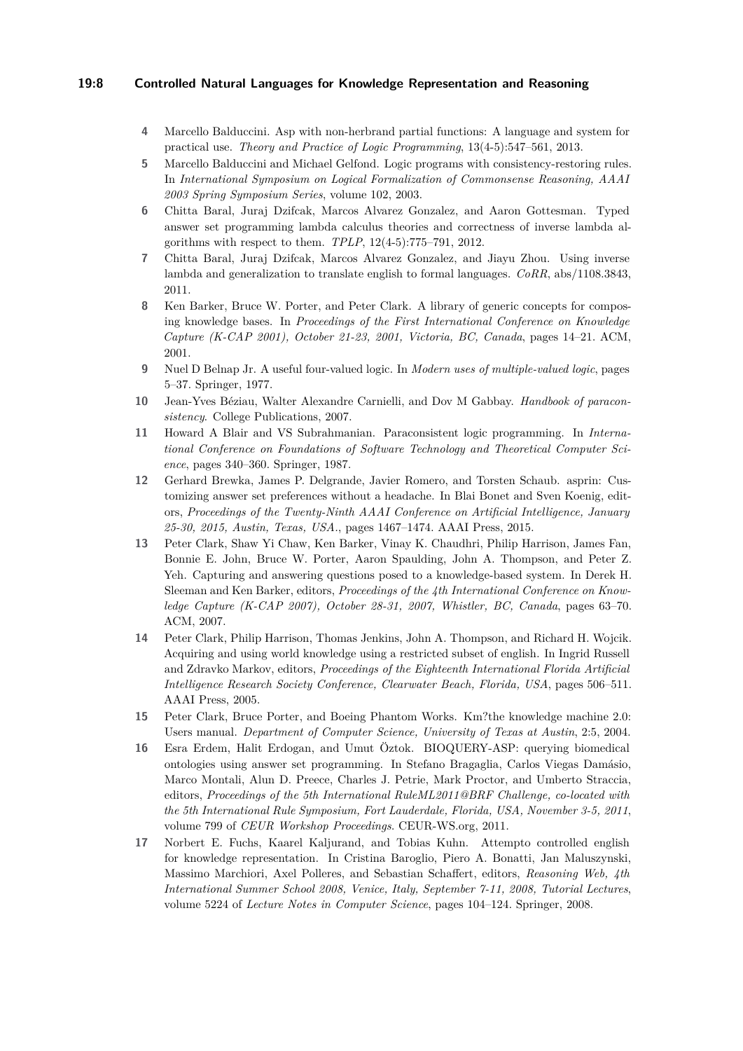4. Marcello Balduccini. Asp with non-herbrand partial functions: A language and system for practical use. *Theory and Practice of Logic Programming*, 13(4-5):547–561, 2013.
5. Marcello Balduccini and Michael Gelfond. Logic programs with consistency-restoring rules. In *International Symposium on Logical Formalization of Commonsense Reasoning, AAAI 2003 Spring Symposium Series*, volume 102, 2003.
6. Chitta Baral, Juraj Dzifcak, Marcos Alvarez Gonzalez, and Aaron Gottesman. Typed answer set programming lambda calculus theories and correctness of inverse lambda algorithms with respect to them. *TPLP*, 12(4-5):775–791, 2012.
7. Chitta Baral, Juraj Dzifcak, Marcos Alvarez Gonzalez, and Jiayu Zhou. Using inverse lambda and generalization to translate english to formal languages. *CoRR*, abs/1108.3843, 2011.
8. Ken Barker, Bruce W. Porter, and Peter Clark. A library of generic concepts for composing knowledge bases. In *Proceedings of the First International Conference on Knowledge Capture (K-CAP 2001), October 21-23, 2001, Victoria, BC, Canada*, pages 14–21. ACM, 2001.
9. Nuel D Belnap Jr. A useful four-valued logic. In *Modern uses of multiple-valued logic*, pages 5–37. Springer, 1977.
10. Jean-Yves Béziau, Walter Alexandre Carnielli, and Dov M Gabbay. *Handbook of paraconsistency*. College Publications, 2007.
11. Howard A Blair and VS Subrahmanian. Paraconsistent logic programming. In *International Conference on Foundations of Software Technology and Theoretical Computer Science*, pages 340–360. Springer, 1987.
12. Gerhard Brewka, James P. Delgrande, Javier Romero, and Torsten Schaub. asprin: Customizing answer set preferences without a headache. In Blai Bonet and Sven Koenig, editors, *Proceedings of the Twenty-Ninth AAAI Conference on Artificial Intelligence, January 25-30, 2015, Austin, Texas, USA.*, pages 1467–1474. AAAI Press, 2015.
13. Peter Clark, Shaw Yi Chaw, Ken Barker, Vinay K. Chaudhri, Philip Harrison, James Fan, Bonnie E. John, Bruce W. Porter, Aaron Spaulding, John A. Thompson, and Peter Z. Yeh. Capturing and answering questions posed to a knowledge-based system. In Derek H. Sleeman and Ken Barker, editors, *Proceedings of the 4th International Conference on Knowledge Capture (K-CAP 2007), October 28-31, 2007, Whistler, BC, Canada*, pages 63–70. ACM, 2007.
14. Peter Clark, Philip Harrison, Thomas Jenkins, John A. Thompson, and Richard H. Wojcik. Acquiring and using world knowledge using a restricted subset of english. In Ingrid Russell and Zdravko Markov, editors, *Proceedings of the Eighteenth International Florida Artificial Intelligence Research Society Conference, Clearwater Beach, Florida, USA*, pages 506–511. AAAI Press, 2005.
15. Peter Clark, Bruce Porter, and Boeing Phantom Works. Km?the knowledge machine 2.0: Users manual. *Department of Computer Science, University of Texas at Austin*, 2:5, 2004.
16. Esra Erdem, Halit Erdogan, and Umut Öztok. BIOQUERY-ASP: querying biomedical ontologies using answer set programming. In Stefano Bragaglia, Carlos Viegas Damásio, Marco Montali, Alun D. Preece, Charles J. Petrie, Mark Proctor, and Umberto Straccia, editors, *Proceedings of the 5th International RuleML2011@BRF Challenge, co-located with the 5th International Rule Symposium, Fort Lauderdale, Florida, USA, November 3-5, 2011*, volume 799 of *CEUR Workshop Proceedings*. CEUR-WS.org, 2011.
17. Norbert E. Fuchs, Kaarel Kaljurand, and Tobias Kuhn. Attempto controlled english for knowledge representation. In Cristina Baroglio, Piero A. Bonatti, Jan Maluszynski, Massimo Marchiori, Axel Polleres, and Sebastian Schaffert, editors, *Reasoning Web, 4th International Summer School 2008, Venice, Italy, September 7-11, 2008, Tutorial Lectures*, volume 5224 of *Lecture Notes in Computer Science*, pages 104–124. Springer, 2008.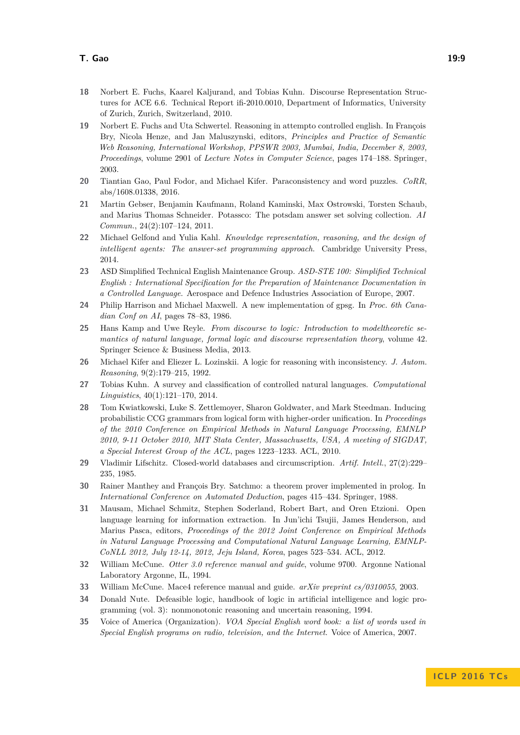18 Norbert E. Fuchs, Kaarel Kaljurand, and Tobias Kuhn. Discourse Representation Structures for ACE 6.6. Technical Report ifi-2010.0010, Department of Informatics, University of Zurich, Zurich, Switzerland, 2010.

19 Norbert E. Fuchs and Uta Schwertel. Reasoning in attempto controlled english. In François Bry, Nicola Henze, and Jan Maluszynski, editors, *Principles and Practice of Semantic Web Reasoning, International Workshop, PPSWR 2003, Mumbai, India, December 8, 2003, Proceedings*, volume 2901 of *Lecture Notes in Computer Science*, pages 174–188. Springer, 2003.

20 Tiantian Gao, Paul Fodor, and Michael Kifer. Paraconsistency and word puzzles. *CoRR*, abs/1608.01338, 2016.

21 Martin Gebser, Benjamin Kaufmann, Roland Kaminski, Max Ostrowski, Torsten Schaub, and Marius Thomas Schneider. Potassco: The potsdam answer set solving collection. *AI Commun.*, 24(2):107–124, 2011.

22 Michael Gelfond and Yulia Kahl. *Knowledge representation, reasoning, and the design of intelligent agents: The answer-set programming approach.* Cambridge University Press, 2014.

23 ASD Simplified Technical English Maintenance Group. *ASD-STE 100: Simplified Technical English : International Specification for the Preparation of Maintenance Documentation in a Controlled Language.* Aerospace and Defence Industries Association of Europe, 2007.

24 Philip Harrison and Michael Maxwell. A new implementation of gpsg. In *Proc. 6th Canadian Conf on AI*, pages 78–83, 1986.

25 Hans Kamp and Uwe Reyle. *From discourse to logic: Introduction to modeltheoretic semantics of natural language, formal logic and discourse representation theory*, volume 42. Springer Science & Business Media, 2013.

26 Michael Kifer and Eliezer L. Lozinskii. A logic for reasoning with inconsistency. *J. Autom. Reasoning*, 9(2):179–215, 1992.

27 Tobias Kuhn. A survey and classification of controlled natural languages. *Computational Linguistics*, 40(1):121–170, 2014.

28 Tom Kwiatkowski, Luke S. Zettlemoyer, Sharon Goldwater, and Mark Steedman. Inducing probabilistic CCG grammars from logical form with higher-order unification. In *Proceedings of the 2010 Conference on Empirical Methods in Natural Language Processing, EMNLP 2010, 9-11 October 2010, MIT Stata Center, Massachusetts, USA, A meeting of SIGDAT, a Special Interest Group of the ACL*, pages 1223–1233. ACL, 2010.

29 Vladimir Lifschitz. Closed-world databases and circumscription. *Artif. Intell.*, 27(2):229–235, 1985.

30 Rainer Manthey and François Bry. Satchmo: a theorem prover implemented in prolog. In *International Conference on Automated Deduction*, pages 415–434. Springer, 1988.

31 Mausam, Michael Schmitz, Stephen Soderland, Robert Bart, and Oren Etzioni. Open language learning for information extraction. In Jun'ichi Tsujii, James Henderson, and Marius Pasca, editors, *Proceedings of the 2012 Joint Conference on Empirical Methods in Natural Language Processing and Computational Natural Language Learning, EMNLP-CoNLL 2012, July 12-14, 2012, Jeju Island, Korea*, pages 523–534. ACL, 2012.

32 William McCune. *Otter 3.0 reference manual and guide*, volume 9700. Argonne National Laboratory Argonne, IL, 1994.

33 William McCune. Mace4 reference manual and guide. *arXiv preprint cs/0310055*, 2003.

34 Donald Nute. Defeasible logic, handbook of logic in artificial intelligence and logic programming (vol. 3): nonmonotonic reasoning and uncertain reasoning, 1994.

35 Voice of America (Organization). *VOA Special English word book: a list of words used in Special English programs on radio, television, and the Internet.* Voice of America, 2007.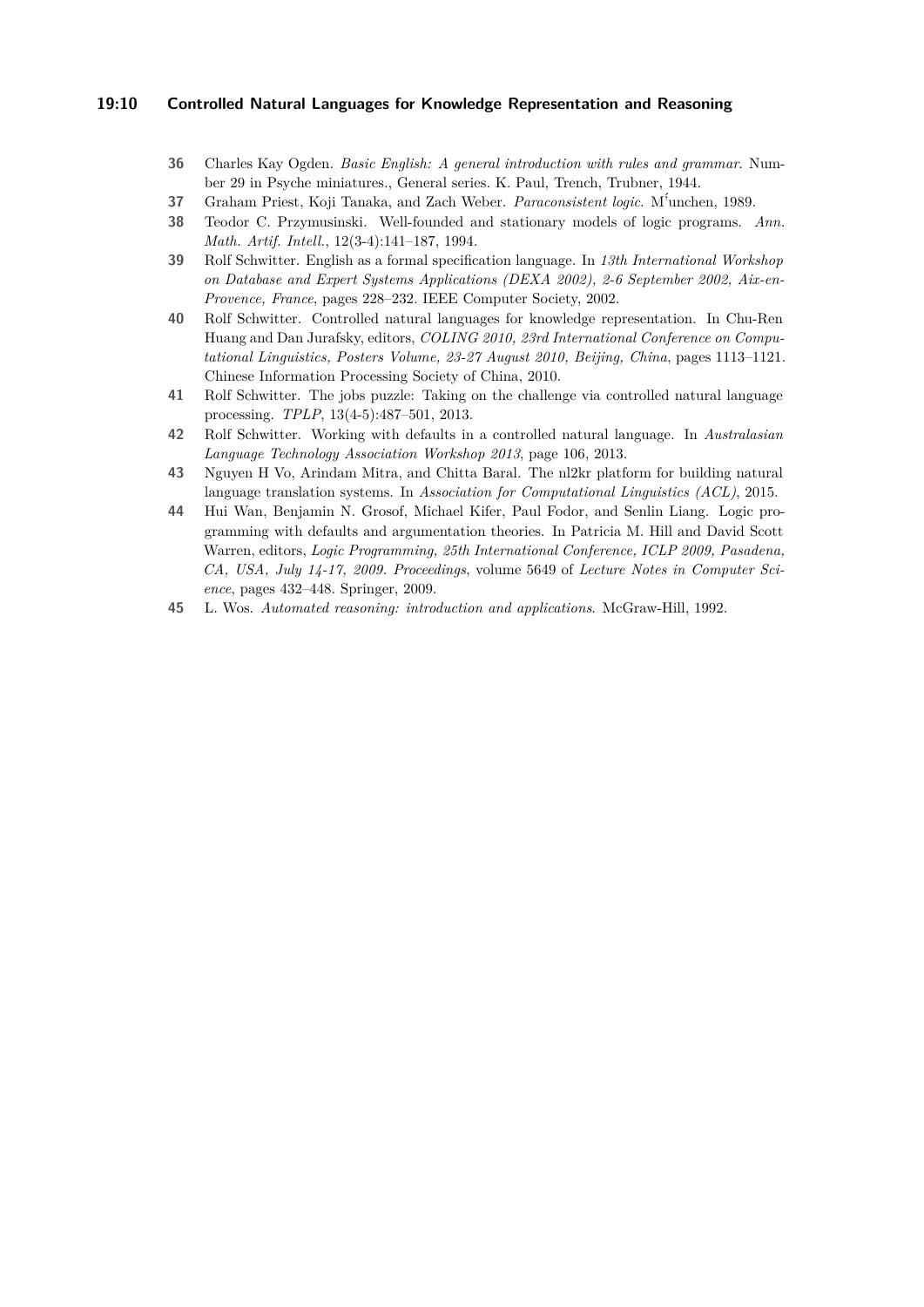**36** Charles Kay Ogden. *Basic English: A general introduction with rules and grammar*. Number 29 in Psyche miniatures., General series. K. Paul, Trench, Trubner, 1944.

**37** Graham Priest, Koji Tanaka, and Zach Weber. *Paraconsistent logic*. M'unchen, 1989.

**38** Teodor C. Przymusinski. Well-founded and stationary models of logic programs. *Ann. Math. Artif. Intell.*, 12(3-4):141–187, 1994.

**39** Rolf Schwitter. English as a formal specification language. In *13th International Workshop on Database and Expert Systems Applications (DEXA 2002), 2-6 September 2002, Aix-en-Provence, France*, pages 228–232. IEEE Computer Society, 2002.

**40** Rolf Schwitter. Controlled natural languages for knowledge representation. In Chu-Ren Huang and Dan Jurafsky, editors, *COLING 2010, 23rd International Conference on Computational Linguistics, Posters Volume, 23-27 August 2010, Beijing, China*, pages 1113–1121. Chinese Information Processing Society of China, 2010.

**41** Rolf Schwitter. The jobs puzzle: Taking on the challenge via controlled natural language processing. *TPLP*, 13(4-5):487–501, 2013.

**42** Rolf Schwitter. Working with defaults in a controlled natural language. In *Australasian Language Technology Association Workshop 2013*, page 106, 2013.

**43** Nguyen H Vo, Arindam Mitra, and Chitta Baral. The nl2kr platform for building natural language translation systems. In *Association for Computational Linguistics (ACL)*, 2015.

**44** Hui Wan, Benjamin N. Grosof, Michael Kifer, Paul Fodor, and Senlin Liang. Logic programming with defaults and argumentation theories. In Patricia M. Hill and David Scott Warren, editors, *Logic Programming, 25th International Conference, ICLP 2009, Pasadena, CA, USA, July 14-17, 2009. Proceedings*, volume 5649 of *Lecture Notes in Computer Science*, pages 432–448. Springer, 2009.

**45** L. Wos. *Automated reasoning: introduction and applications*. McGraw-Hill, 1992.